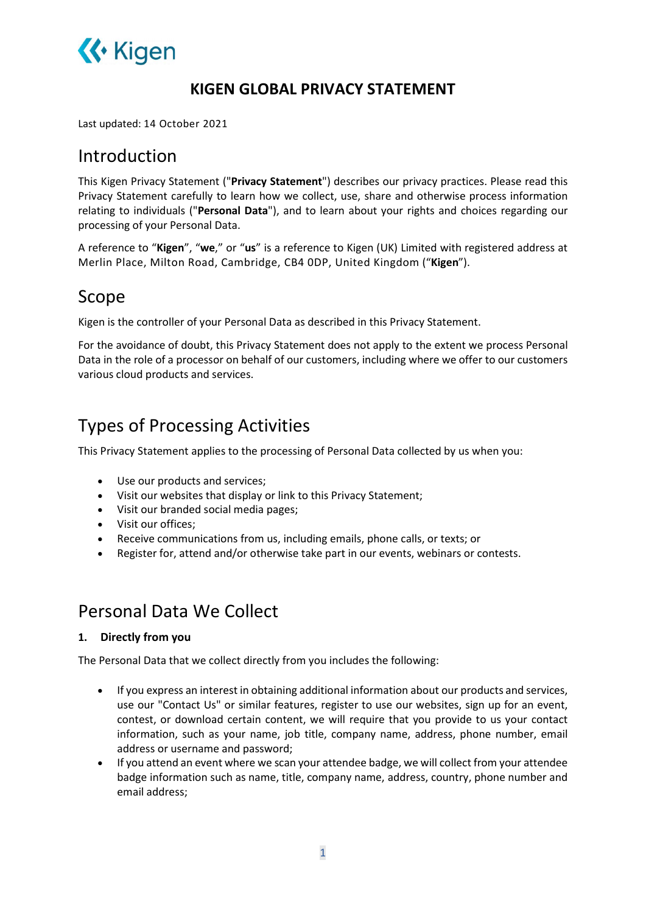# KIGEN GLOBAL PRIVACY STATEMENT

Last updated: 14 October 2021

## Introduction

This Kigen Privacy Statement ("**Privacy Statement**") describes our privacy practices. Please read this Privacy Statement carefully to learn how we collect, use, share and otherwise process information relating to individuals ("**Personal Data**"), and to learn about your rights and choices regarding our processing of your Personal Data.

A reference to "**Kigen**", "**we**," or "**us**" is a reference to Kigen (UK) Limited with registered address at Merlin Place, Milton Road, Cambridge, CB4 0DP, United Kingdom ("**Kigen**").

## Scope

Kigen is the controller of your Personal Data as described in this Privacy Statement.

For the avoidance of doubt, this Privacy Statement does not apply to the extent we process Personal Data in the role of a processor on behalf of our customers, including where we offer to our customers various cloud products and services.

## Types of Processing Activities

This Privacy Statement applies to the processing of Personal Data collected by us when you:

- Use our products and services;
- Visit our websites that display or link to this Privacy Statement;
- Visit our branded social media pages;
- Visit our offices;
- Receive communications from us, including emails, phone calls, or texts; or
- Register for, attend and/or otherwise take part in our events, webinars or contests.

## Personal Data We Collect

### 1. Directly from you

The Personal Data that we collect directly from you includes the following:

- If you express an interest in obtaining additional information about our products and services, use our "Contact Us" or similar features, register to use our websites, sign up for an event, contest, or download certain content, we will require that you provide to us your contact information, such as your name, job title, company name, address, phone number, email address or username and password;
- If you attend an event where we scan your attendee badge, we will collect from your attendee badge information such as name, title, company name, address, country, phone number and email address;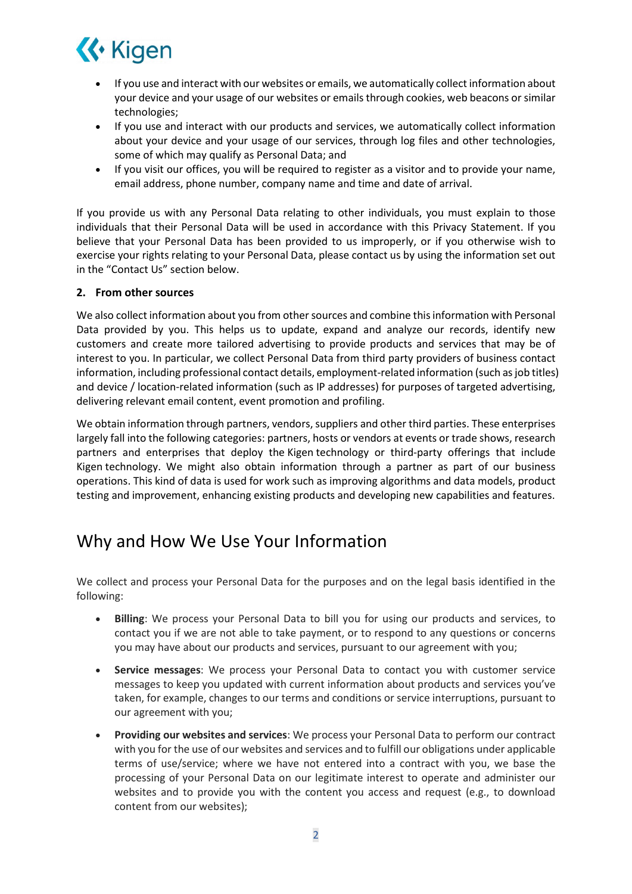- If you use and interact with our websites or emails, we automatically collect information about your device and your usage of our websites or emails through cookies, web beacons or similar technologies;
- If you use and interact with our products and services, we automatically collect information about your device and your usage of our services, through log files and other technologies, some of which may qualify as Personal Data; and
- If you visit our offices, you will be required to register as a visitor and to provide your name, email address, phone number, company name and time and date of arrival.

If you provide us with any Personal Data relating to other individuals, you must explain to those individuals that their Personal Data will be used in accordance with this Privacy Statement. If you believe that your Personal Data has been provided to us improperly, or if you otherwise wish to exercise your rights relating to your Personal Data, please contact us by using the information set out in the "Contact Us" section below.

**2. From other sources**

We also collect information about you from other sources and combine this information with Personal Data provided by you. This helps us to update, expand and analyze our records, identify new customers and create more tailored advertising to provide products and services that may be of interest to you. In particular, we collect Personal Data from third party providers of business contact information, including professional contact details, employment-related information (such as job titles) and device / location-related information (such as IP addresses) for purposes of targeted advertising, delivering relevant email content, event promotion and profiling.

We obtain information through partners, vendors, suppliers and other third parties. These enterprises largely fall into the following categories: partners, hosts or vendors at events or trade shows, research partners and enterprises that deploy the Kigen technology or third-party offerings that include Kigen technology. We might also obtain information through a partner as part of our business operations. This kind of data is used for work such as improving algorithms and data models, product testing and improvement, enhancing existing products and developing new capabilities and features.

# Why and How We Use Your Information

We collect and process your Personal Data for the purposes and on the legal basis identified in the following:

- **Billing**: We process your Personal Data to bill you for using our products and services, to contact you if we are not able to take payment, or to respond to any questions or concerns you may have about our products and services, pursuant to our agreement with you;
- **Service messages**: We process your Personal Data to contact you with customer service messages to keep you updated with current information about products and services you've taken, for example, changes to our terms and conditions or service interruptions, pursuant to our agreement with you;
- **Providing our websites and services**: We process your Personal Data to perform our contract with you for the use of our websites and services and to fulfill our obligations under applicable terms of use/service; where we have not entered into a contract with you, we base the processing of your Personal Data on our legitimate interest to operate and administer our websites and to provide you with the content you access and request (e.g., to download content from our websites);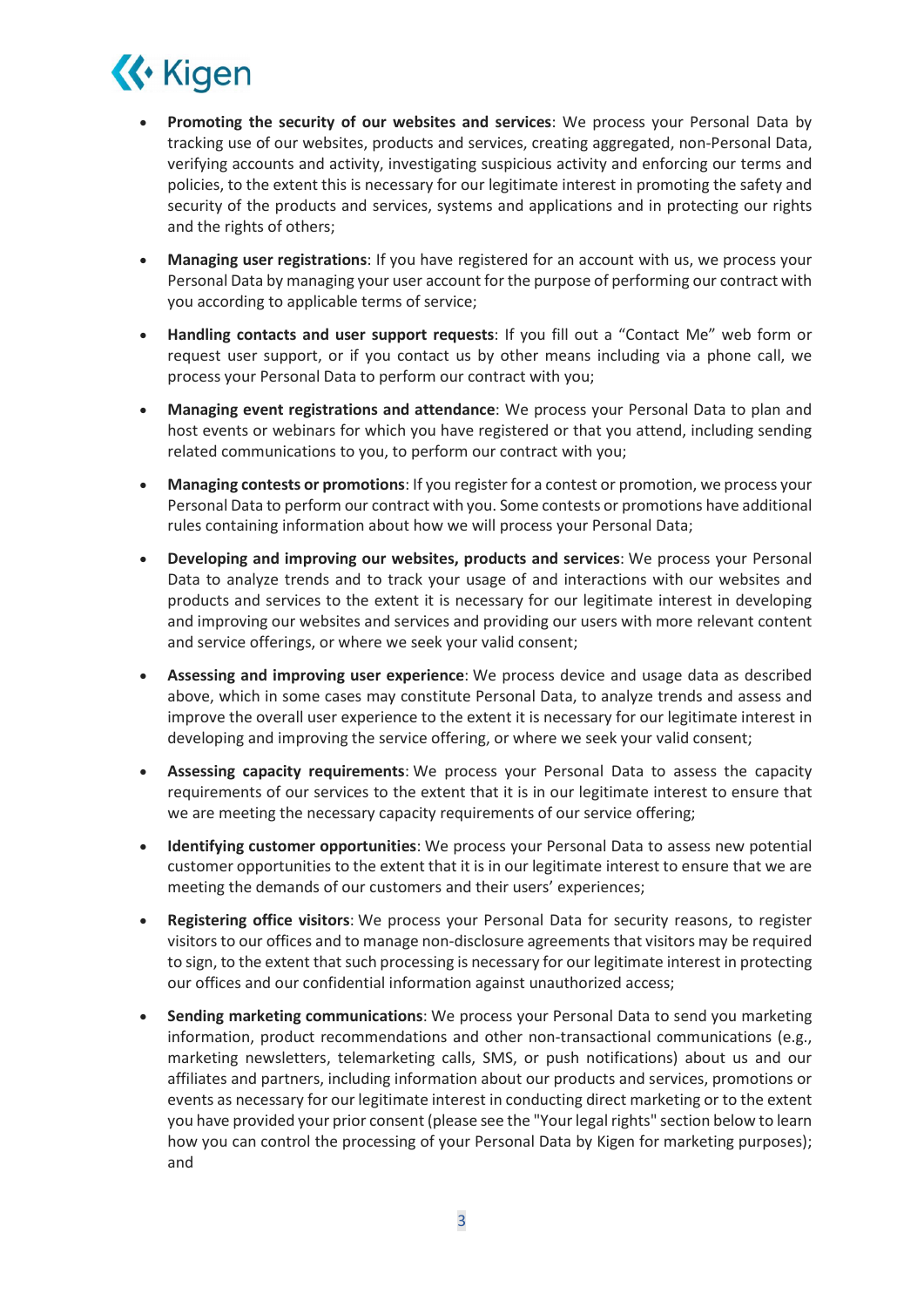- **Promoting the security of our websites and services**: We process your Personal Data by tracking use of our websites, products and services, creating aggregated, non-Personal Data, verifying accounts and activity, investigating suspicious activity and enforcing our terms and policies, to the extent this is necessary for our legitimate interest in promoting the safety and security of the products and services, systems and applications and in protecting our rights and the rights of others;
- **Managing user registrations**: If you have registered for an account with us, we process your Personal Data by managing your user account for the purpose of performing our contract with you according to applicable terms of service;
- **Handling contacts and user support requests**: If you fill out a "Contact Me" web form or request user support, or if you contact us by other means including via a phone call, we process your Personal Data to perform our contract with you;
- **Managing event registrations and attendance**: We process your Personal Data to plan and host events or webinars for which you have registered or that you attend, including sending related communications to you, to perform our contract with you;
- **Managing contests or promotions**: If you register for a contest or promotion, we process your Personal Data to perform our contract with you. Some contests or promotions have additional rules containing information about how we will process your Personal Data;
- **Developing and improving our websites, products and services**: We process your Personal Data to analyze trends and to track your usage of and interactions with our websites and products and services to the extent it is necessary for our legitimate interest in developing and improving our websites and services and providing our users with more relevant content and service offerings, or where we seek your valid consent;
- **Assessing and improving user experience**: We process device and usage data as described above, which in some cases may constitute Personal Data, to analyze trends and assess and improve the overall user experience to the extent it is necessary for our legitimate interest in developing and improving the service offering, or where we seek your valid consent;
- **Assessing capacity requirements**: We process your Personal Data to assess the capacity requirements of our services to the extent that it is in our legitimate interest to ensure that we are meeting the necessary capacity requirements of our service offering;
- **Identifying customer opportunities**: We process your Personal Data to assess new potential customer opportunities to the extent that it is in our legitimate interest to ensure that we are meeting the demands of our customers and their users' experiences;
- **Registering office visitors**: We process your Personal Data for security reasons, to register visitors to our offices and to manage non-disclosure agreements that visitors may be required to sign, to the extent that such processing is necessary for our legitimate interest in protecting our offices and our confidential information against unauthorized access;
- **Sending marketing communications**: We process your Personal Data to send you marketing information, product recommendations and other non-transactional communications (e.g., marketing newsletters, telemarketing calls, SMS, or push notifications) about us and our affiliates and partners, including information about our products and services, promotions or events as necessary for our legitimate interest in conducting direct marketing or to the extent you have provided your prior consent (please see the "Your legal rights" section below to learn how you can control the processing of your Personal Data by Kigen for marketing purposes); and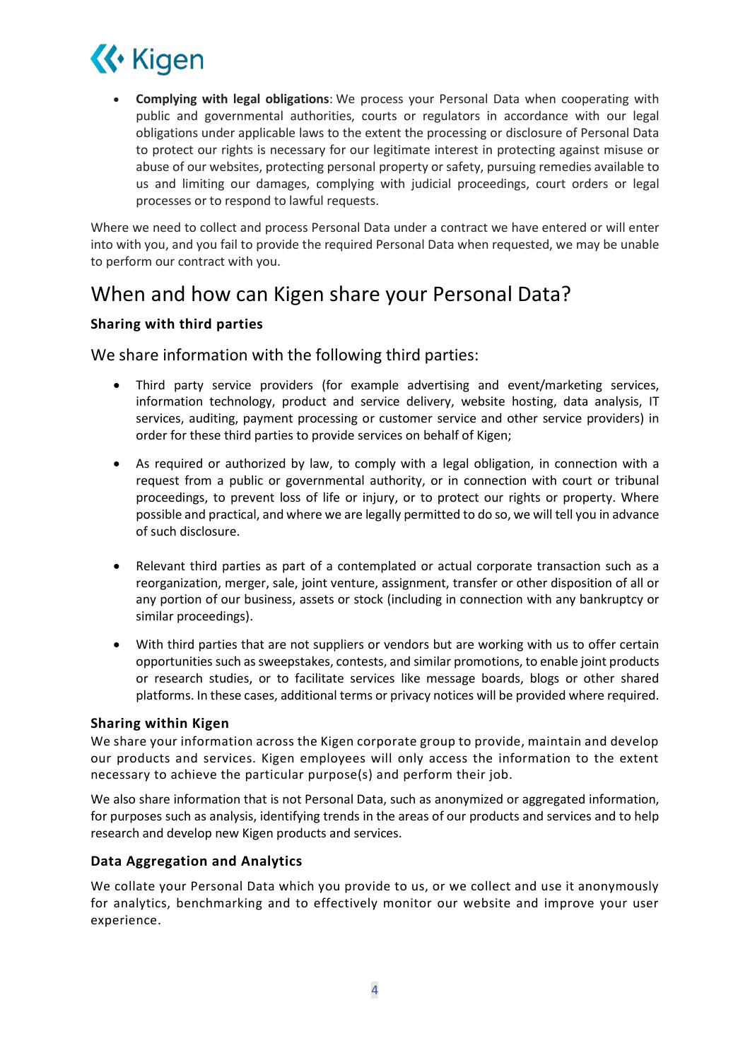- **Complying with legal obligations**: We process your Personal Data when cooperating with public and governmental authorities, courts or regulators in accordance with our legal obligations under applicable laws to the extent the processing or disclosure of Personal Data to protect our rights is necessary for our legitimate interest in protecting against misuse or abuse of our websites, protecting personal property or safety, pursuing remedies available to us and limiting our damages, complying with judicial proceedings, court orders or legal processes or to respond to lawful requests.

Where we need to collect and process Personal Data under a contract we have entered or will enter into with you, and you fail to provide the required Personal Data when requested, we may be unable to perform our contract with you.

# When and how can Kigen share your Personal Data?

**Sharing with third parties**

We share information with the following third parties:

- Third party service providers (for example advertising and event/marketing services, information technology, product and service delivery, website hosting, data analysis, IT services, auditing, payment processing or customer service and other service providers) in order for these third parties to provide services on behalf of Kigen;
- As required or authorized by law, to comply with a legal obligation, in connection with a request from a public or governmental authority, or in connection with court or tribunal proceedings, to prevent loss of life or injury, or to protect our rights or property. Where possible and practical, and where we are legally permitted to do so, we will tell you in advance of such disclosure.
- Relevant third parties as part of a contemplated or actual corporate transaction such as a reorganization, merger, sale, joint venture, assignment, transfer or other disposition of all or any portion of our business, assets or stock (including in connection with any bankruptcy or similar proceedings).
- With third parties that are not suppliers or vendors but are working with us to offer certain opportunities such as sweepstakes, contests, and similar promotions, to enable joint products or research studies, or to facilitate services like message boards, blogs or other shared platforms. In these cases, additional terms or privacy notices will be provided where required.

**Sharing within Kigen**

We share your information across the Kigen corporate group to provide, maintain and develop our products and services. Kigen employees will only access the information to the extent necessary to achieve the particular purpose(s) and perform their job.

We also share information that is not Personal Data, such as anonymized or aggregated information, for purposes such as analysis, identifying trends in the areas of our products and services and to help research and develop new Kigen products and services.

**Data Aggregation and Analytics**

We collate your Personal Data which you provide to us, or we collect and use it anonymously for analytics, benchmarking and to effectively monitor our website and improve your user experience.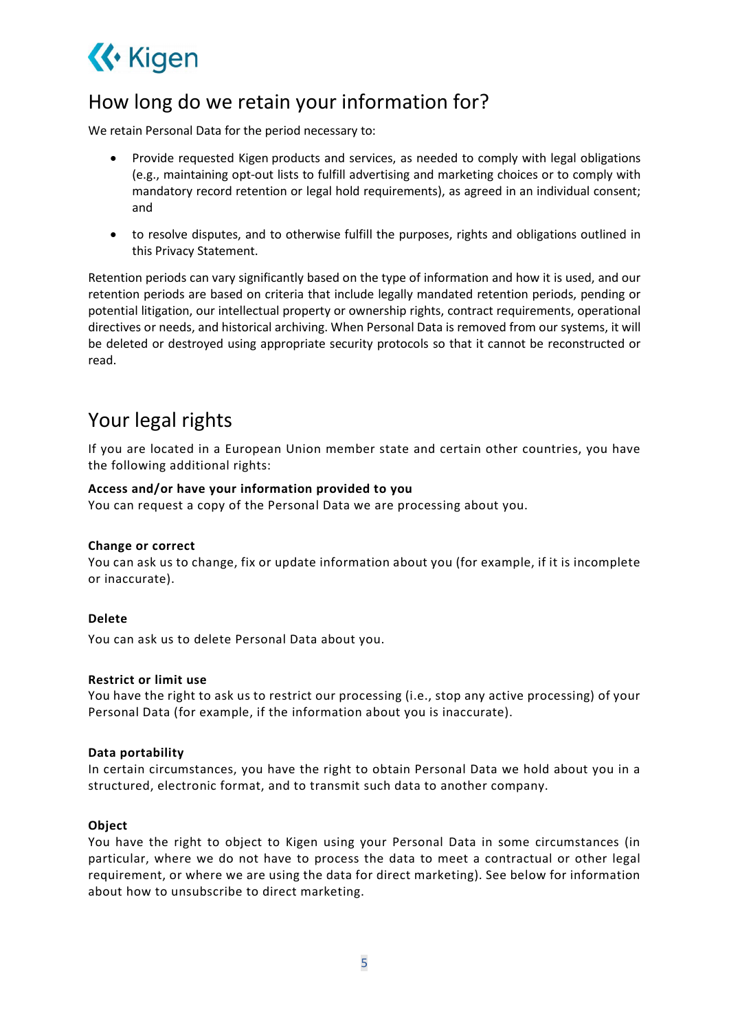## How long do we retain your information for?

We retain Personal Data for the period necessary to:

- Provide requested Kigen products and services, as needed to comply with legal obligations (e.g., maintaining opt-out lists to fulfill advertising and marketing choices or to comply with mandatory record retention or legal hold requirements), as agreed in an individual consent; and
- to resolve disputes, and to otherwise fulfill the purposes, rights and obligations outlined in this Privacy Statement.

Retention periods can vary significantly based on the type of information and how it is used, and our retention periods are based on criteria that include legally mandated retention periods, pending or potential litigation, our intellectual property or ownership rights, contract requirements, operational directives or needs, and historical archiving. When Personal Data is removed from our systems, it will be deleted or destroyed using appropriate security protocols so that it cannot be reconstructed or read.

## Your legal rights

If you are located in a European Union member state and certain other countries, you have the following additional rights:

**Access and/or have your information provided to you**
You can request a copy of the Personal Data we are processing about you.

**Change or correct**
You can ask us to change, fix or update information about you (for example, if it is incomplete or inaccurate).

**Delete**

You can ask us to delete Personal Data about you.

**Restrict or limit use**
You have the right to ask us to restrict our processing (i.e., stop any active processing) of your Personal Data (for example, if the information about you is inaccurate).

**Data portability**
In certain circumstances, you have the right to obtain Personal Data we hold about you in a structured, electronic format, and to transmit such data to another company.

**Object**
You have the right to object to Kigen using your Personal Data in some circumstances (in particular, where we do not have to process the data to meet a contractual or other legal requirement, or where we are using the data for direct marketing). See below for information about how to unsubscribe to direct marketing.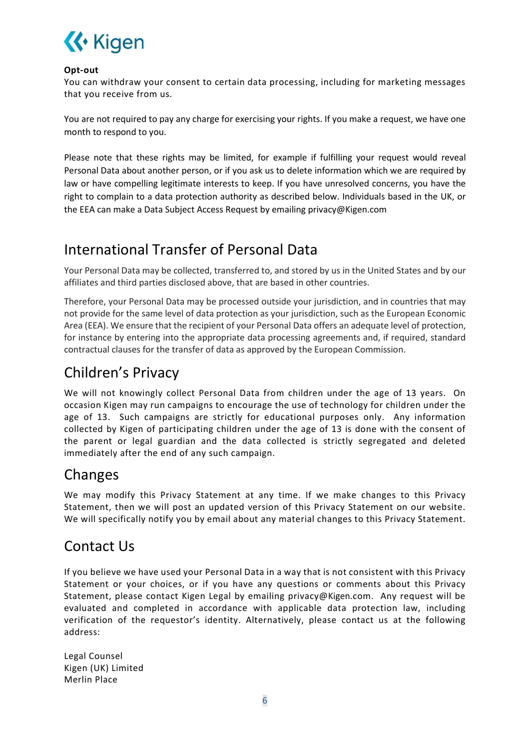**Opt-out**
You can withdraw your consent to certain data processing, including for marketing messages that you receive from us.

You are not required to pay any charge for exercising your rights. If you make a request, we have one month to respond to you.

Please note that these rights may be limited, for example if fulfilling your request would reveal Personal Data about another person, or if you ask us to delete information which we are required by law or have compelling legitimate interests to keep. If you have unresolved concerns, you have the right to complain to a data protection authority as described below. Individuals based in the UK, or the EEA can make a Data Subject Access Request by emailing privacy@Kigen.com

## International Transfer of Personal Data

Your Personal Data may be collected, transferred to, and stored by us in the United States and by our affiliates and third parties disclosed above, that are based in other countries.

Therefore, your Personal Data may be processed outside your jurisdiction, and in countries that may not provide for the same level of data protection as your jurisdiction, such as the European Economic Area (EEA). We ensure that the recipient of your Personal Data offers an adequate level of protection, for instance by entering into the appropriate data processing agreements and, if required, standard contractual clauses for the transfer of data as approved by the European Commission.

## Children's Privacy

We will not knowingly collect Personal Data from children under the age of 13 years. On occasion Kigen may run campaigns to encourage the use of technology for children under the age of 13. Such campaigns are strictly for educational purposes only. Any information collected by Kigen of participating children under the age of 13 is done with the consent of the parent or legal guardian and the data collected is strictly segregated and deleted immediately after the end of any such campaign.

## Changes

We may modify this Privacy Statement at any time. If we make changes to this Privacy Statement, then we will post an updated version of this Privacy Statement on our website. We will specifically notify you by email about any material changes to this Privacy Statement.

## Contact Us

If you believe we have used your Personal Data in a way that is not consistent with this Privacy Statement or your choices, or if you have any questions or comments about this Privacy Statement, please contact Kigen Legal by emailing privacy@Kigen.com. Any request will be evaluated and completed in accordance with applicable data protection law, including verification of the requestor's identity. Alternatively, please contact us at the following address:

Legal Counsel
Kigen (UK) Limited
Merlin Place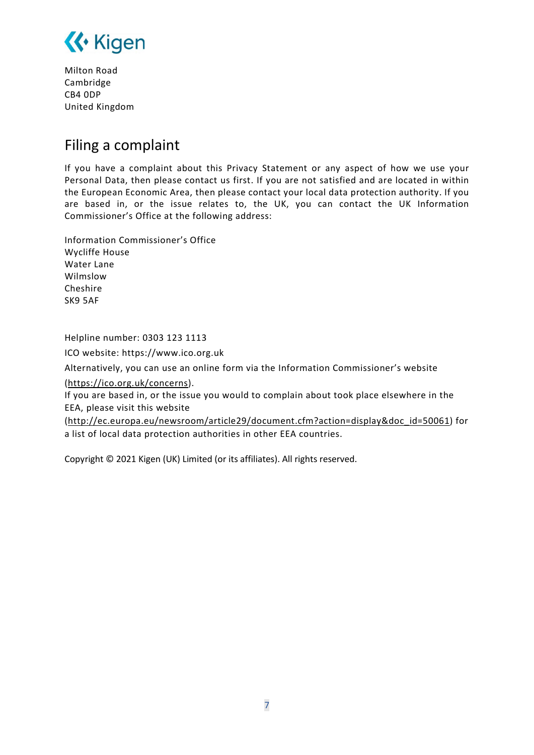Kigen

Milton Road
Cambridge
CB4 0DP
United Kingdom

## Filing a complaint

If you have a complaint about this Privacy Statement or any aspect of how we use your Personal Data, then please contact us first. If you are not satisfied and are located in within the European Economic Area, then please contact your local data protection authority. If you are based in, or the issue relates to, the UK, you can contact the UK Information Commissioner's Office at the following address:

Information Commissioner's Office
Wycliffe House
Water Lane
Wilmslow
Cheshire
SK9 5AF

Helpline number: 0303 123 1113

ICO website: https://www.ico.org.uk

Alternatively, you can use an online form via the Information Commissioner's website (https://ico.org.uk/concerns).

If you are based in, or the issue you would to complain about took place elsewhere in the EEA, please visit this website (http://ec.europa.eu/newsroom/article29/document.cfm?action=display&doc_id=50061) for a list of local data protection authorities in other EEA countries.

Copyright © 2021 Kigen (UK) Limited (or its affiliates). All rights reserved.